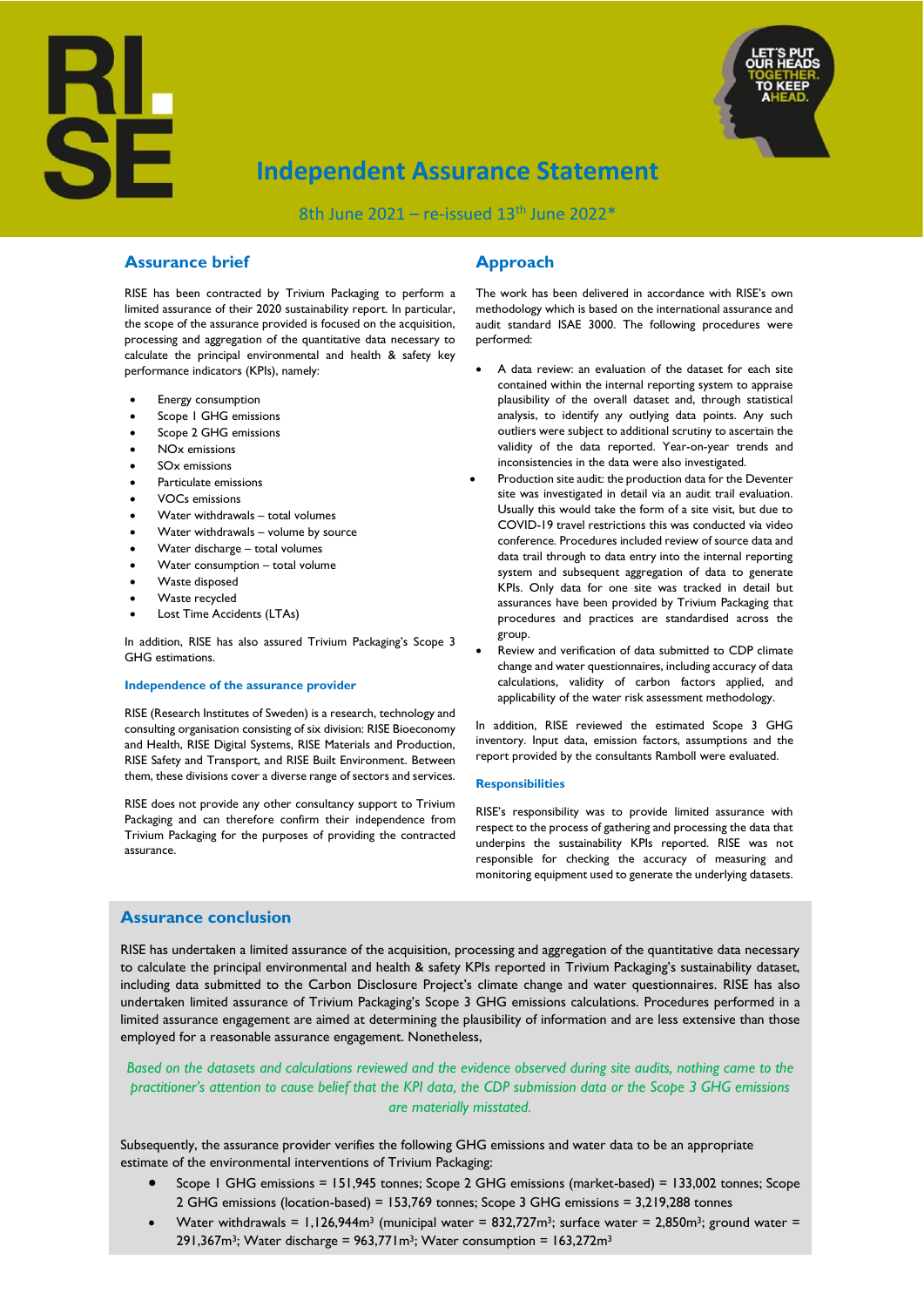# Independent Assurance Statement

8th June 2021 – re-issued 13th June 2022*

## Assurance brief

RISE has been contracted by Trivium Packaging to perform a limited assurance of their 2020 sustainability report. In particular, the scope of the assurance provided is focused on the acquisition, processing and aggregation of the quantitative data necessary to calculate the principal environmental and health & safety key performance indicators (KPIs), namely:

- Energy consumption
- Scope 1 GHG emissions
- Scope 2 GHG emissions
- NOx emissions
- SOx emissions
- Particulate emissions
- VOCs emissions
- Water withdrawals – total volumes
- Water withdrawals – volume by source
- Water discharge – total volumes
- Water consumption – total volume
- Waste disposed
- Waste recycled
- Lost Time Accidents (LTAs)

In addition, RISE has also assured Trivium Packaging's Scope 3 GHG estimations.

### Independence of the assurance provider

RISE (Research Institutes of Sweden) is a research, technology and consulting organisation consisting of six division: RISE Bioeconomy and Health, RISE Digital Systems, RISE Materials and Production, RISE Safety and Transport, and RISE Built Environment. Between them, these divisions cover a diverse range of sectors and services.

RISE does not provide any other consultancy support to Trivium Packaging and can therefore confirm their independence from Trivium Packaging for the purposes of providing the contracted assurance.

## Approach

The work has been delivered in accordance with RISE's own methodology which is based on the international assurance and audit standard ISAE 3000. The following procedures were performed:

- A data review: an evaluation of the dataset for each site contained within the internal reporting system to appraise plausibility of the overall dataset and, through statistical analysis, to identify any outlying data points. Any such outliers were subject to additional scrutiny to ascertain the validity of the data reported. Year-on-year trends and inconsistencies in the data were also investigated.
- Production site audit: the production data for the Deventer site was investigated in detail via an audit trail evaluation. Usually this would take the form of a site visit, but due to COVID-19 travel restrictions this was conducted via video conference. Procedures included review of source data and data trail through to data entry into the internal reporting system and subsequent aggregation of data to generate KPIs. Only data for one site was tracked in detail but assurances have been provided by Trivium Packaging that procedures and practices are standardised across the group.
- Review and verification of data submitted to CDP climate change and water questionnaires, including accuracy of data calculations, validity of carbon factors applied, and applicability of the water risk assessment methodology.

In addition, RISE reviewed the estimated Scope 3 GHG inventory. Input data, emission factors, assumptions and the report provided by the consultants Ramboll were evaluated.

### Responsibilities

RISE's responsibility was to provide limited assurance with respect to the process of gathering and processing the data that underpins the sustainability KPIs reported. RISE was not responsible for checking the accuracy of measuring and monitoring equipment used to generate the underlying datasets.

## Assurance conclusion

RISE has undertaken a limited assurance of the acquisition, processing and aggregation of the quantitative data necessary to calculate the principal environmental and health & safety KPIs reported in Trivium Packaging's sustainability dataset, including data submitted to the Carbon Disclosure Project's climate change and water questionnaires. RISE has also undertaken limited assurance of Trivium Packaging's Scope 3 GHG emissions calculations. Procedures performed in a limited assurance engagement are aimed at determining the plausibility of information and are less extensive than those employed for a reasonable assurance engagement. Nonetheless,

*Based on the datasets and calculations reviewed and the evidence observed during site audits, nothing came to the practitioner's attention to cause belief that the KPI data, the CDP submission data or the Scope 3 GHG emissions are materially misstated.*

Subsequently, the assurance provider verifies the following GHG emissions and water data to be an appropriate estimate of the environmental interventions of Trivium Packaging:

- Scope 1 GHG emissions = 151,945 tonnes; Scope 2 GHG emissions (market-based) = 133,002 tonnes; Scope 2 GHG emissions (location-based) = 153,769 tonnes; Scope 3 GHG emissions = 3,219,288 tonnes
- Water withdrawals = 1,126,944m$^3$ (municipal water = 832,727m$^3$; surface water = 2,850m$^3$; ground water = 291,367m$^3$; Water discharge = 963,771m$^3$; Water consumption = 163,272m$^3$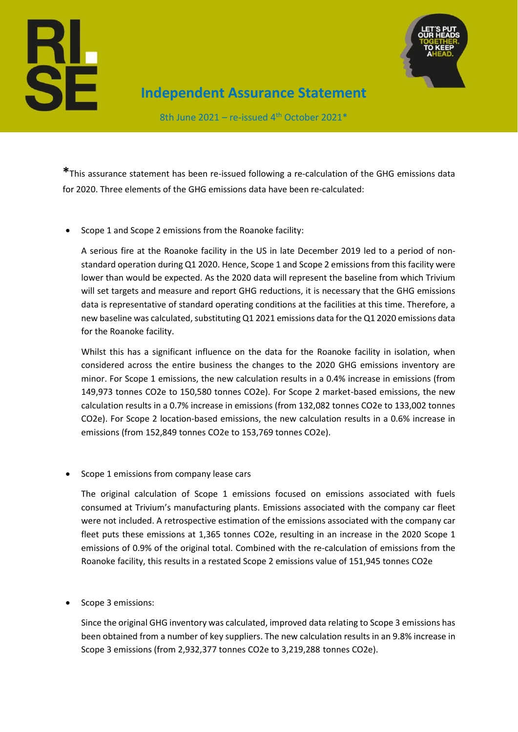# Independent Assurance Statement

8th June 2021 – re-issued 4th October 2021*

*This assurance statement has been re-issued following a re-calculation of the GHG emissions data for 2020. Three elements of the GHG emissions data have been re-calculated:

- Scope 1 and Scope 2 emissions from the Roanoke facility:

  A serious fire at the Roanoke facility in the US in late December 2019 led to a period of non-standard operation during Q1 2020. Hence, Scope 1 and Scope 2 emissions from this facility were lower than would be expected. As the 2020 data will represent the baseline from which Trivium will set targets and measure and report GHG reductions, it is necessary that the GHG emissions data is representative of standard operating conditions at the facilities at this time. Therefore, a new baseline was calculated, substituting Q1 2021 emissions data for the Q1 2020 emissions data for the Roanoke facility.

  Whilst this has a significant influence on the data for the Roanoke facility in isolation, when considered across the entire business the changes to the 2020 GHG emissions inventory are minor. For Scope 1 emissions, the new calculation results in a 0.4% increase in emissions (from 149,973 tonnes CO2e to 150,580 tonnes CO2e). For Scope 2 market-based emissions, the new calculation results in a 0.7% increase in emissions (from 132,082 tonnes CO2e to 133,002 tonnes CO2e). For Scope 2 location-based emissions, the new calculation results in a 0.6% increase in emissions (from 152,849 tonnes CO2e to 153,769 tonnes CO2e).

- Scope 1 emissions from company lease cars

  The original calculation of Scope 1 emissions focused on emissions associated with fuels consumed at Trivium's manufacturing plants. Emissions associated with the company car fleet were not included. A retrospective estimation of the emissions associated with the company car fleet puts these emissions at 1,365 tonnes CO2e, resulting in an increase in the 2020 Scope 1 emissions of 0.9% of the original total. Combined with the re-calculation of emissions from the Roanoke facility, this results in a restated Scope 2 emissions value of 151,945 tonnes CO2e

- Scope 3 emissions:

  Since the original GHG inventory was calculated, improved data relating to Scope 3 emissions has been obtained from a number of key suppliers. The new calculation results in an 9.8% increase in Scope 3 emissions (from 2,932,377 tonnes CO2e to 3,219,288 tonnes CO2e).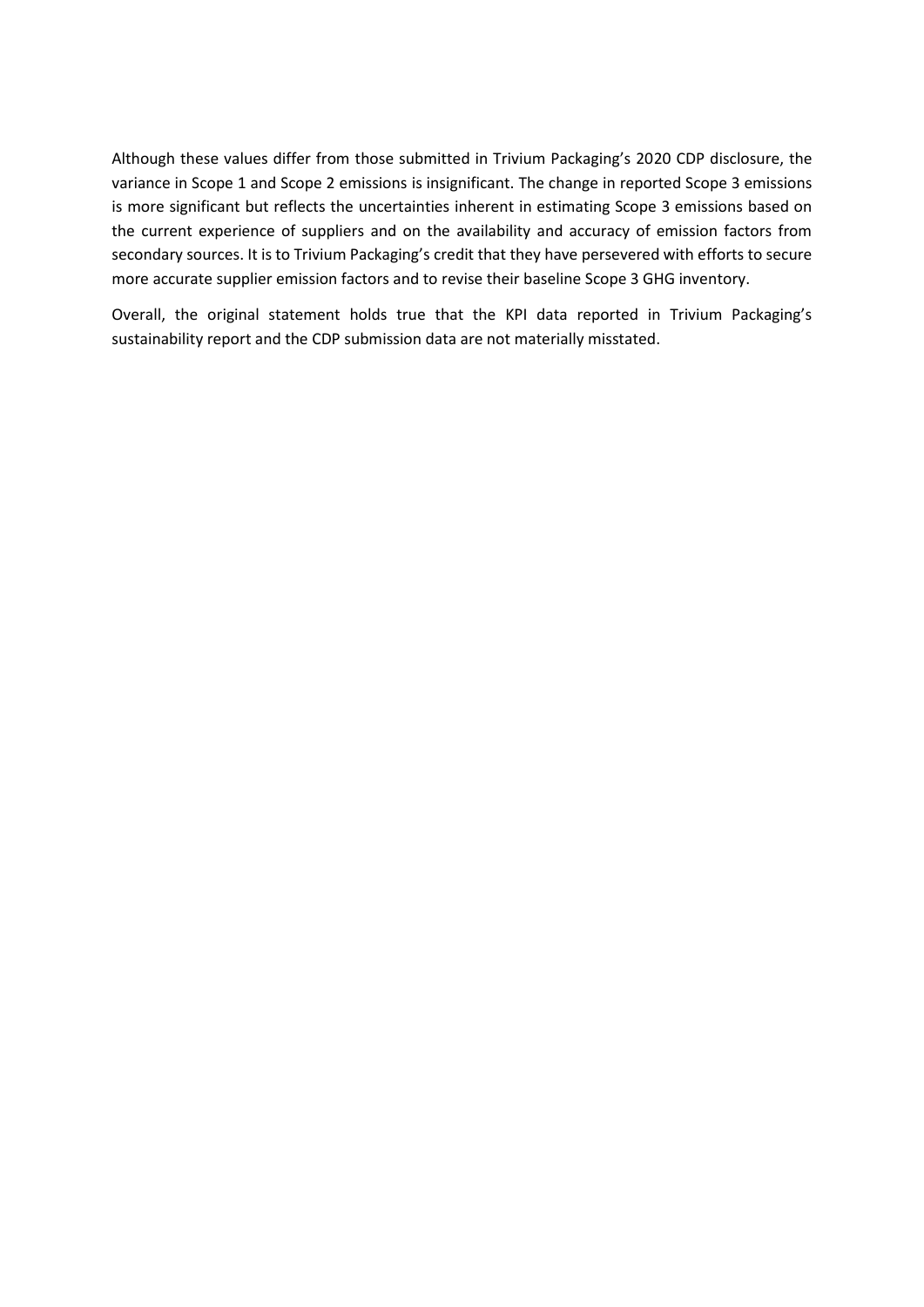Although these values differ from those submitted in Trivium Packaging's 2020 CDP disclosure, the variance in Scope 1 and Scope 2 emissions is insignificant. The change in reported Scope 3 emissions is more significant but reflects the uncertainties inherent in estimating Scope 3 emissions based on the current experience of suppliers and on the availability and accuracy of emission factors from secondary sources. It is to Trivium Packaging's credit that they have persevered with efforts to secure more accurate supplier emission factors and to revise their baseline Scope 3 GHG inventory.

Overall, the original statement holds true that the KPI data reported in Trivium Packaging's sustainability report and the CDP submission data are not materially misstated.